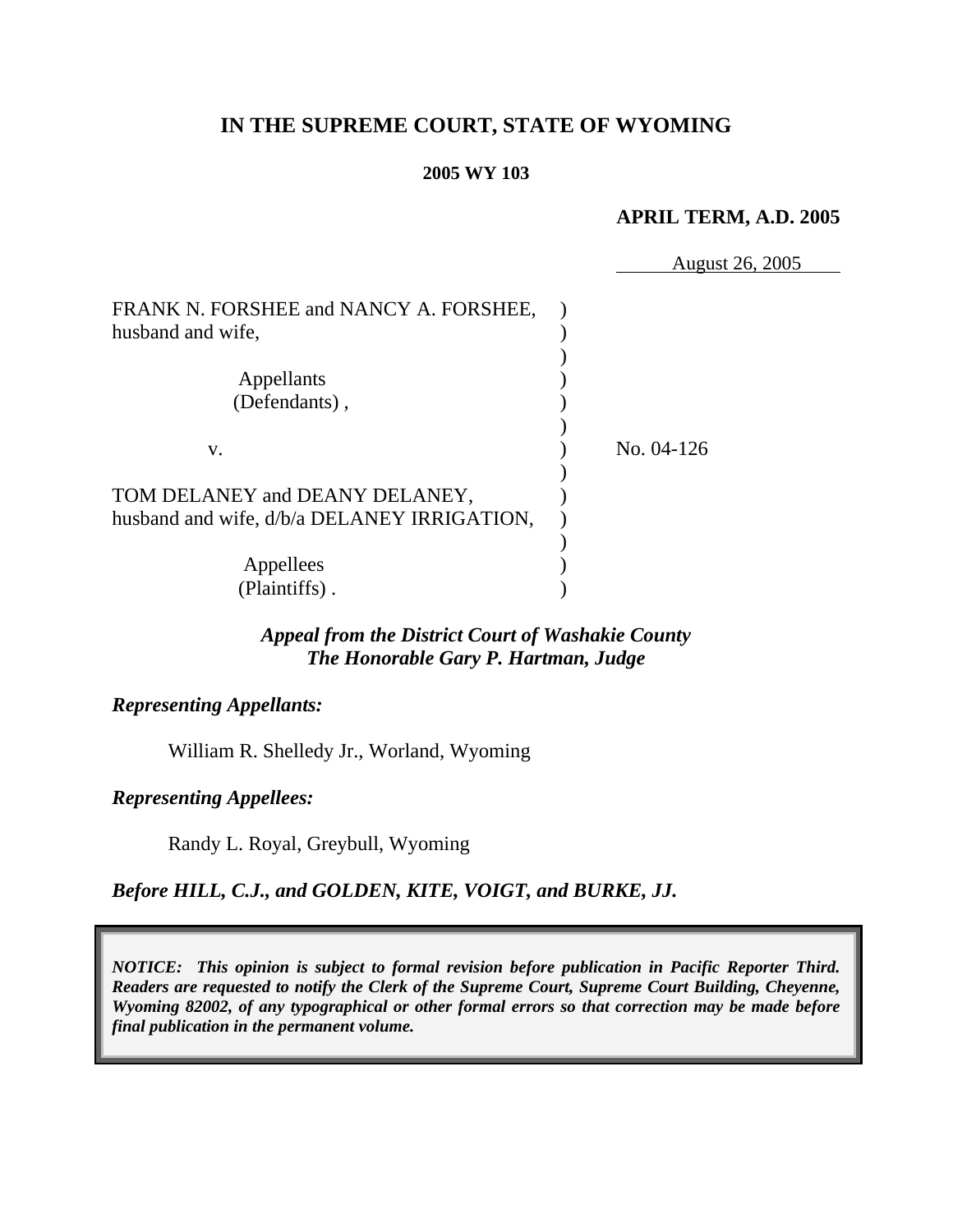# IN THE SUPREME COURT, STATE OF WYOMING

**2005 WY 103**

**APRIL TERM, A.D. 2005**

August 26, 2005

FRANK N. FORSHEE and NANCY A. FORSHEE, husband and wife,

Appellants (Defendants),

v.

No. 04-126

TOM DELANEY and DEANY DELANEY, husband and wife, d/b/a DELANEY IRRIGATION,

Appellees (Plaintiffs).

*Appeal from the District Court of Washakie County*
*The Honorable Gary P. Hartman, Judge*

***Representing Appellants:***

William R. Shelledy Jr., Worland, Wyoming

***Representing Appellees:***

Randy L. Royal, Greybull, Wyoming

***Before HILL, C.J., and GOLDEN, KITE, VOIGT, and BURKE, JJ.***

***NOTICE: This opinion is subject to formal revision before publication in Pacific Reporter Third. Readers are requested to notify the Clerk of the Supreme Court, Supreme Court Building, Cheyenne, Wyoming 82002, of any typographical or other formal errors so that correction may be made before final publication in the permanent volume.***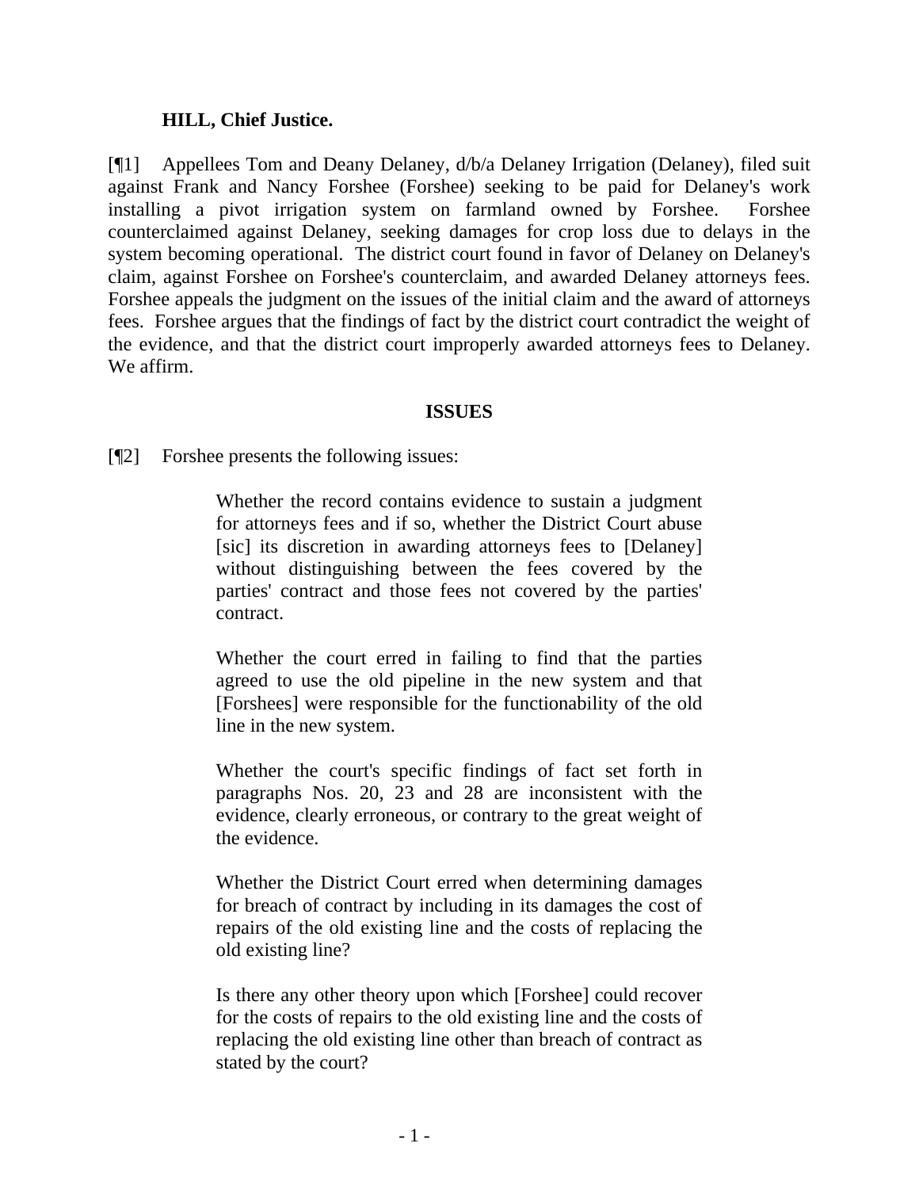**HILL, Chief Justice.**

[¶1] Appellees Tom and Deany Delaney, d/b/a Delaney Irrigation (Delaney), filed suit against Frank and Nancy Forshee (Forshee) seeking to be paid for Delaney's work installing a pivot irrigation system on farmland owned by Forshee. Forshee counterclaimed against Delaney, seeking damages for crop loss due to delays in the system becoming operational. The district court found in favor of Delaney on Delaney's claim, against Forshee on Forshee's counterclaim, and awarded Delaney attorneys fees. Forshee appeals the judgment on the issues of the initial claim and the award of attorneys fees. Forshee argues that the findings of fact by the district court contradict the weight of the evidence, and that the district court improperly awarded attorneys fees to Delaney. We affirm.

## ISSUES

[¶2] Forshee presents the following issues:

> Whether the record contains evidence to sustain a judgment for attorneys fees and if so, whether the District Court abuse [sic] its discretion in awarding attorneys fees to [Delaney] without distinguishing between the fees covered by the parties' contract and those fees not covered by the parties' contract.
>
> Whether the court erred in failing to find that the parties agreed to use the old pipeline in the new system and that [Forshees] were responsible for the functionability of the old line in the new system.
>
> Whether the court's specific findings of fact set forth in paragraphs Nos. 20, 23 and 28 are inconsistent with the evidence, clearly erroneous, or contrary to the great weight of the evidence.
>
> Whether the District Court erred when determining damages for breach of contract by including in its damages the cost of repairs of the old existing line and the costs of replacing the old existing line?
>
> Is there any other theory upon which [Forshee] could recover for the costs of repairs to the old existing line and the costs of replacing the old existing line other than breach of contract as stated by the court?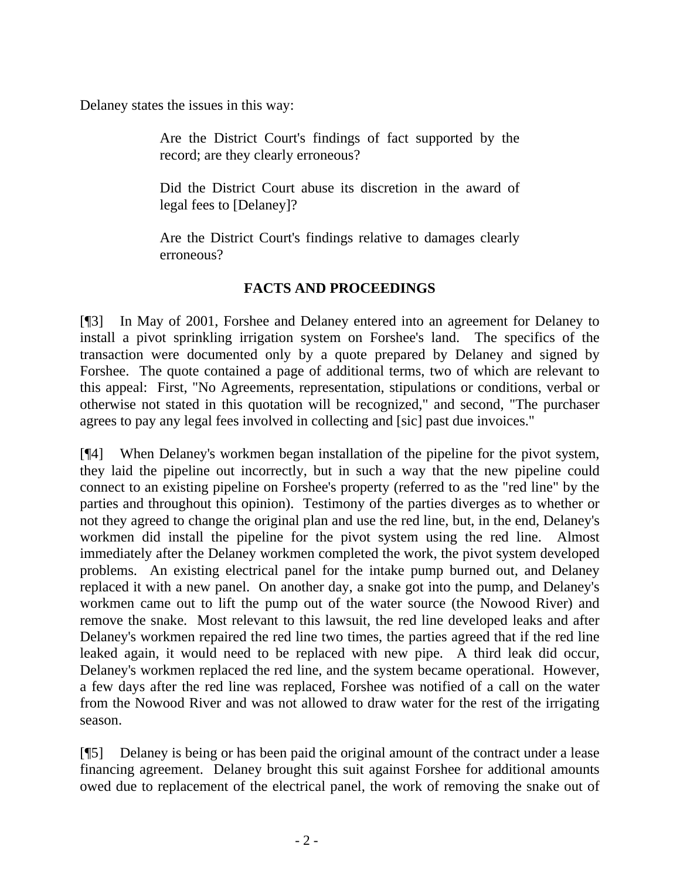Delaney states the issues in this way:

> Are the District Court's findings of fact supported by the record; are they clearly erroneous?
>
> Did the District Court abuse its discretion in the award of legal fees to [Delaney]?
>
> Are the District Court's findings relative to damages clearly erroneous?

## FACTS AND PROCEEDINGS

[¶3] In May of 2001, Forshee and Delaney entered into an agreement for Delaney to install a pivot sprinkling irrigation system on Forshee's land. The specifics of the transaction were documented only by a quote prepared by Delaney and signed by Forshee. The quote contained a page of additional terms, two of which are relevant to this appeal: First, "No Agreements, representation, stipulations or conditions, verbal or otherwise not stated in this quotation will be recognized," and second, "The purchaser agrees to pay any legal fees involved in collecting and [sic] past due invoices."

[¶4] When Delaney's workmen began installation of the pipeline for the pivot system, they laid the pipeline out incorrectly, but in such a way that the new pipeline could connect to an existing pipeline on Forshee's property (referred to as the "red line" by the parties and throughout this opinion). Testimony of the parties diverges as to whether or not they agreed to change the original plan and use the red line, but, in the end, Delaney's workmen did install the pipeline for the pivot system using the red line. Almost immediately after the Delaney workmen completed the work, the pivot system developed problems. An existing electrical panel for the intake pump burned out, and Delaney replaced it with a new panel. On another day, a snake got into the pump, and Delaney's workmen came out to lift the pump out of the water source (the Nowood River) and remove the snake. Most relevant to this lawsuit, the red line developed leaks and after Delaney's workmen repaired the red line two times, the parties agreed that if the red line leaked again, it would need to be replaced with new pipe. A third leak did occur, Delaney's workmen replaced the red line, and the system became operational. However, a few days after the red line was replaced, Forshee was notified of a call on the water from the Nowood River and was not allowed to draw water for the rest of the irrigating season.

[¶5] Delaney is being or has been paid the original amount of the contract under a lease financing agreement. Delaney brought this suit against Forshee for additional amounts owed due to replacement of the electrical panel, the work of removing the snake out of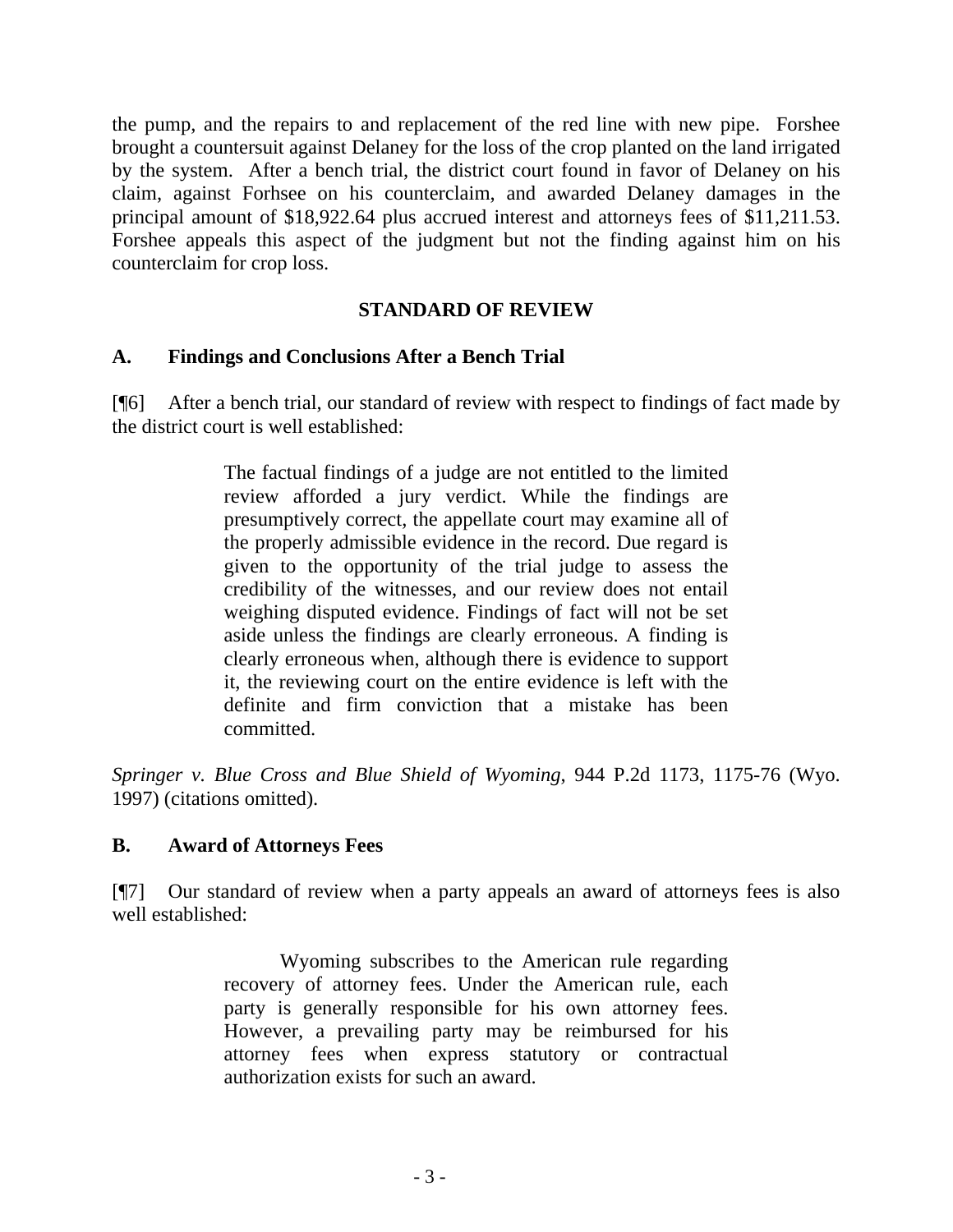the pump, and the repairs to and replacement of the red line with new pipe. Forshee brought a countersuit against Delaney for the loss of the crop planted on the land irrigated by the system. After a bench trial, the district court found in favor of Delaney on his claim, against Forhsee on his counterclaim, and awarded Delaney damages in the principal amount of $18,922.64 plus accrued interest and attorneys fees of $11,211.53. Forshee appeals this aspect of the judgment but not the finding against him on his counterclaim for crop loss.

## STANDARD OF REVIEW

### A. Findings and Conclusions After a Bench Trial

[¶6] After a bench trial, our standard of review with respect to findings of fact made by the district court is well established:

> The factual findings of a judge are not entitled to the limited review afforded a jury verdict. While the findings are presumptively correct, the appellate court may examine all of the properly admissible evidence in the record. Due regard is given to the opportunity of the trial judge to assess the credibility of the witnesses, and our review does not entail weighing disputed evidence. Findings of fact will not be set aside unless the findings are clearly erroneous. A finding is clearly erroneous when, although there is evidence to support it, the reviewing court on the entire evidence is left with the definite and firm conviction that a mistake has been committed.

*Springer v. Blue Cross and Blue Shield of Wyoming*, 944 P.2d 1173, 1175-76 (Wyo. 1997) (citations omitted).

### B. Award of Attorneys Fees

[¶7] Our standard of review when a party appeals an award of attorneys fees is also well established:

> Wyoming subscribes to the American rule regarding recovery of attorney fees. Under the American rule, each party is generally responsible for his own attorney fees. However, a prevailing party may be reimbursed for his attorney fees when express statutory or contractual authorization exists for such an award.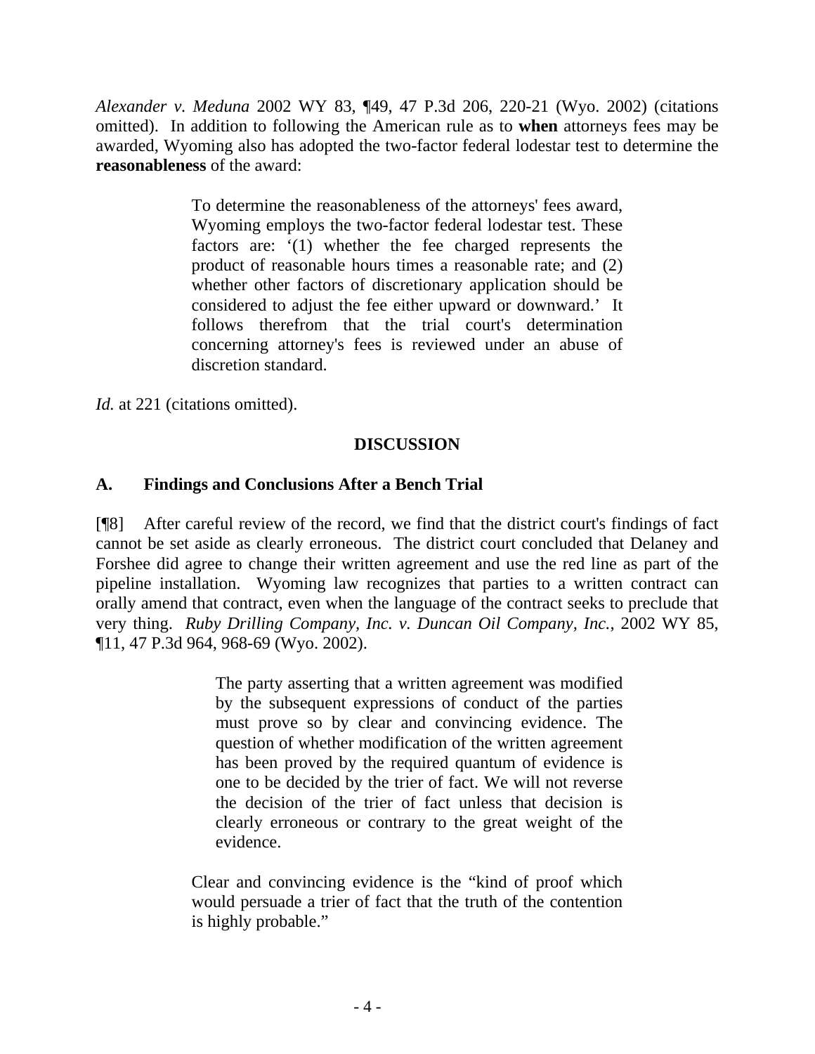*Alexander v. Meduna* 2002 WY 83, ¶49, 47 P.3d 206, 220-21 (Wyo. 2002) (citations omitted). In addition to following the American rule as to **when** attorneys fees may be awarded, Wyoming also has adopted the two-factor federal lodestar test to determine the **reasonableness** of the award:

> To determine the reasonableness of the attorneys' fees award, Wyoming employs the two-factor federal lodestar test. These factors are: '(1) whether the fee charged represents the product of reasonable hours times a reasonable rate; and (2) whether other factors of discretionary application should be considered to adjust the fee either upward or downward.' It follows therefrom that the trial court's determination concerning attorney's fees is reviewed under an abuse of discretion standard.

*Id.* at 221 (citations omitted).

## DISCUSSION

### A. Findings and Conclusions After a Bench Trial

[¶8] After careful review of the record, we find that the district court's findings of fact cannot be set aside as clearly erroneous. The district court concluded that Delaney and Forshee did agree to change their written agreement and use the red line as part of the pipeline installation. Wyoming law recognizes that parties to a written contract can orally amend that contract, even when the language of the contract seeks to preclude that very thing. *Ruby Drilling Company, Inc. v. Duncan Oil Company, Inc.*, 2002 WY 85, ¶11, 47 P.3d 964, 968-69 (Wyo. 2002).

> > The party asserting that a written agreement was modified by the subsequent expressions of conduct of the parties must prove so by clear and convincing evidence. The question of whether modification of the written agreement has been proved by the required quantum of evidence is one to be decided by the trier of fact. We will not reverse the decision of the trier of fact unless that decision is clearly erroneous or contrary to the great weight of the evidence.
>
> Clear and convincing evidence is the "kind of proof which would persuade a trier of fact that the truth of the contention is highly probable."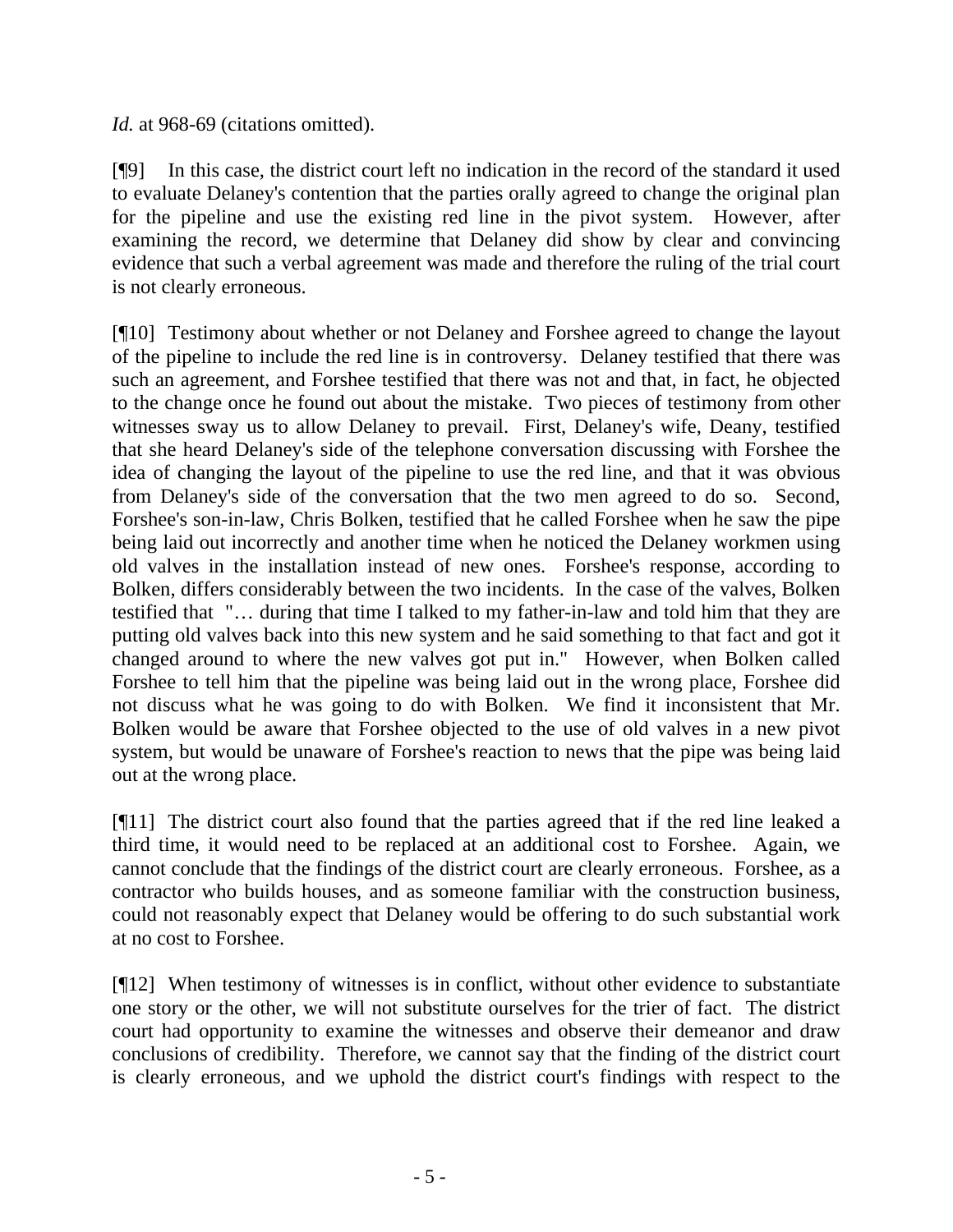*Id.* at 968-69 (citations omitted).

[¶9] In this case, the district court left no indication in the record of the standard it used to evaluate Delaney's contention that the parties orally agreed to change the original plan for the pipeline and use the existing red line in the pivot system. However, after examining the record, we determine that Delaney did show by clear and convincing evidence that such a verbal agreement was made and therefore the ruling of the trial court is not clearly erroneous.

[¶10] Testimony about whether or not Delaney and Forshee agreed to change the layout of the pipeline to include the red line is in controversy. Delaney testified that there was such an agreement, and Forshee testified that there was not and that, in fact, he objected to the change once he found out about the mistake. Two pieces of testimony from other witnesses sway us to allow Delaney to prevail. First, Delaney's wife, Deany, testified that she heard Delaney's side of the telephone conversation discussing with Forshee the idea of changing the layout of the pipeline to use the red line, and that it was obvious from Delaney's side of the conversation that the two men agreed to do so. Second, Forshee's son-in-law, Chris Bolken, testified that he called Forshee when he saw the pipe being laid out incorrectly and another time when he noticed the Delaney workmen using old valves in the installation instead of new ones. Forshee's response, according to Bolken, differs considerably between the two incidents. In the case of the valves, Bolken testified that "… during that time I talked to my father-in-law and told him that they are putting old valves back into this new system and he said something to that fact and got it changed around to where the new valves got put in." However, when Bolken called Forshee to tell him that the pipeline was being laid out in the wrong place, Forshee did not discuss what he was going to do with Bolken. We find it inconsistent that Mr. Bolken would be aware that Forshee objected to the use of old valves in a new pivot system, but would be unaware of Forshee's reaction to news that the pipe was being laid out at the wrong place.

[¶11] The district court also found that the parties agreed that if the red line leaked a third time, it would need to be replaced at an additional cost to Forshee. Again, we cannot conclude that the findings of the district court are clearly erroneous. Forshee, as a contractor who builds houses, and as someone familiar with the construction business, could not reasonably expect that Delaney would be offering to do such substantial work at no cost to Forshee.

[¶12] When testimony of witnesses is in conflict, without other evidence to substantiate one story or the other, we will not substitute ourselves for the trier of fact. The district court had opportunity to examine the witnesses and observe their demeanor and draw conclusions of credibility. Therefore, we cannot say that the finding of the district court is clearly erroneous, and we uphold the district court's findings with respect to the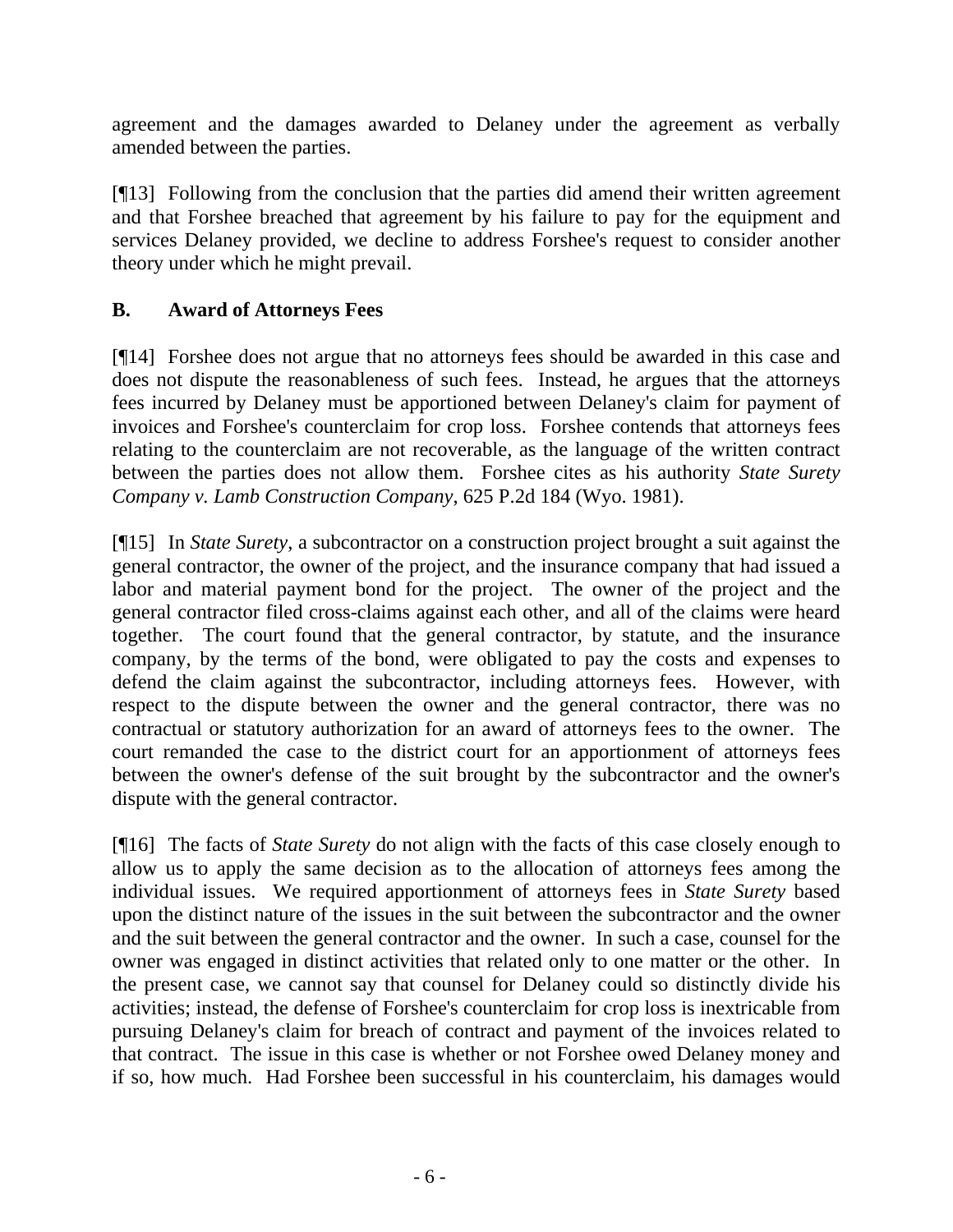agreement and the damages awarded to Delaney under the agreement as verbally amended between the parties.

[¶13] Following from the conclusion that the parties did amend their written agreement and that Forshee breached that agreement by his failure to pay for the equipment and services Delaney provided, we decline to address Forshee's request to consider another theory under which he might prevail.

## B. Award of Attorneys Fees

[¶14] Forshee does not argue that no attorneys fees should be awarded in this case and does not dispute the reasonableness of such fees. Instead, he argues that the attorneys fees incurred by Delaney must be apportioned between Delaney's claim for payment of invoices and Forshee's counterclaim for crop loss. Forshee contends that attorneys fees relating to the counterclaim are not recoverable, as the language of the written contract between the parties does not allow them. Forshee cites as his authority *State Surety Company v. Lamb Construction Company*, 625 P.2d 184 (Wyo. 1981).

[¶15] In *State Surety*, a subcontractor on a construction project brought a suit against the general contractor, the owner of the project, and the insurance company that had issued a labor and material payment bond for the project. The owner of the project and the general contractor filed cross-claims against each other, and all of the claims were heard together. The court found that the general contractor, by statute, and the insurance company, by the terms of the bond, were obligated to pay the costs and expenses to defend the claim against the subcontractor, including attorneys fees. However, with respect to the dispute between the owner and the general contractor, there was no contractual or statutory authorization for an award of attorneys fees to the owner. The court remanded the case to the district court for an apportionment of attorneys fees between the owner's defense of the suit brought by the subcontractor and the owner's dispute with the general contractor.

[¶16] The facts of *State Surety* do not align with the facts of this case closely enough to allow us to apply the same decision as to the allocation of attorneys fees among the individual issues. We required apportionment of attorneys fees in *State Surety* based upon the distinct nature of the issues in the suit between the subcontractor and the owner and the suit between the general contractor and the owner. In such a case, counsel for the owner was engaged in distinct activities that related only to one matter or the other. In the present case, we cannot say that counsel for Delaney could so distinctly divide his activities; instead, the defense of Forshee's counterclaim for crop loss is inextricable from pursuing Delaney's claim for breach of contract and payment of the invoices related to that contract. The issue in this case is whether or not Forshee owed Delaney money and if so, how much. Had Forshee been successful in his counterclaim, his damages would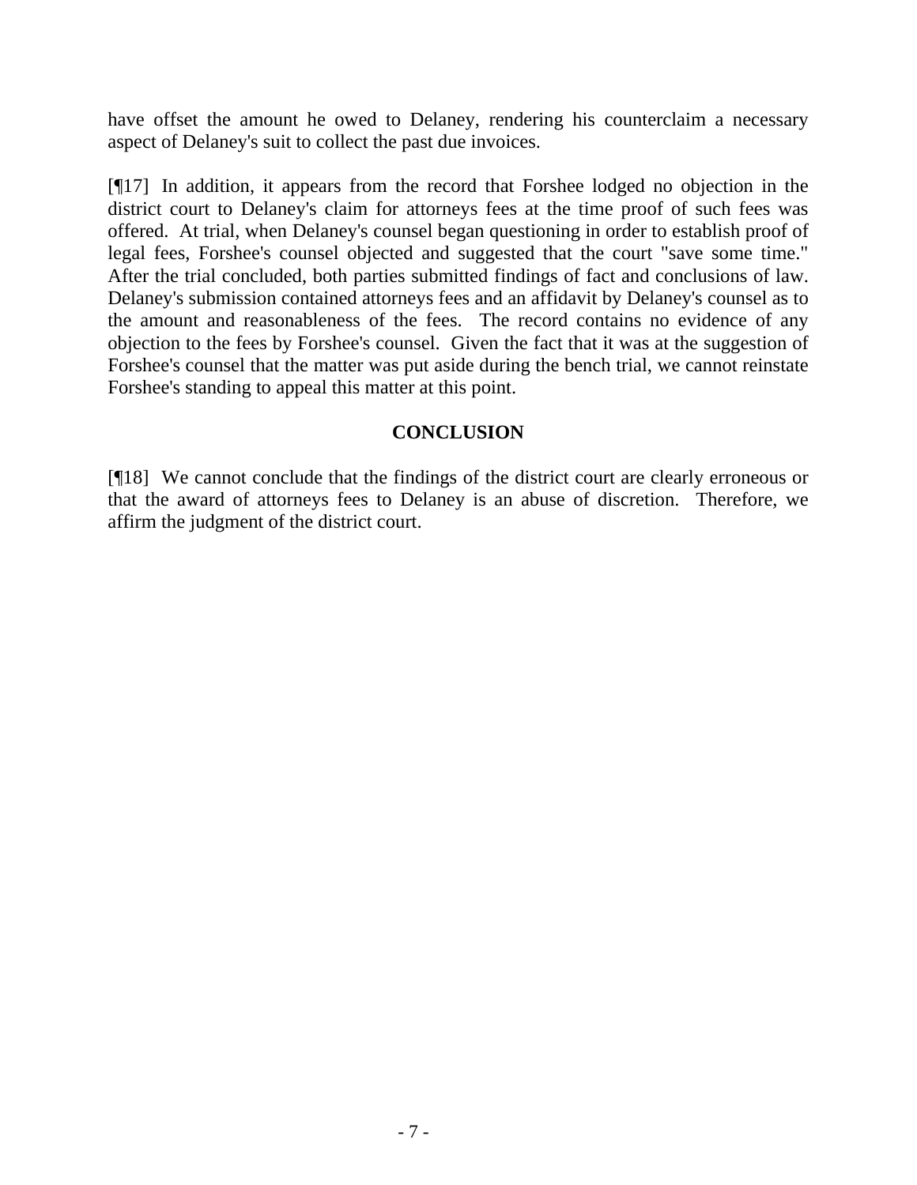have offset the amount he owed to Delaney, rendering his counterclaim a necessary aspect of Delaney's suit to collect the past due invoices.

[¶17] In addition, it appears from the record that Forshee lodged no objection in the district court to Delaney's claim for attorneys fees at the time proof of such fees was offered. At trial, when Delaney's counsel began questioning in order to establish proof of legal fees, Forshee's counsel objected and suggested that the court "save some time." After the trial concluded, both parties submitted findings of fact and conclusions of law. Delaney's submission contained attorneys fees and an affidavit by Delaney's counsel as to the amount and reasonableness of the fees. The record contains no evidence of any objection to the fees by Forshee's counsel. Given the fact that it was at the suggestion of Forshee's counsel that the matter was put aside during the bench trial, we cannot reinstate Forshee's standing to appeal this matter at this point.

## CONCLUSION

[¶18] We cannot conclude that the findings of the district court are clearly erroneous or that the award of attorneys fees to Delaney is an abuse of discretion. Therefore, we affirm the judgment of the district court.